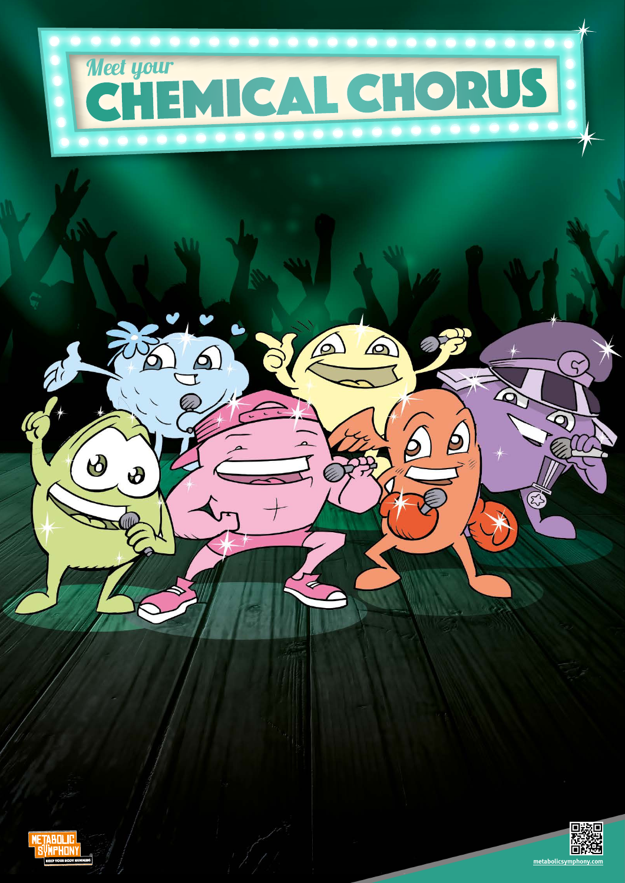# Meet your CHEMICAL CHORUS

METABOLIC SYMPHONY

KEEP YOUR BODY HUMMING

metabolicsymphony.com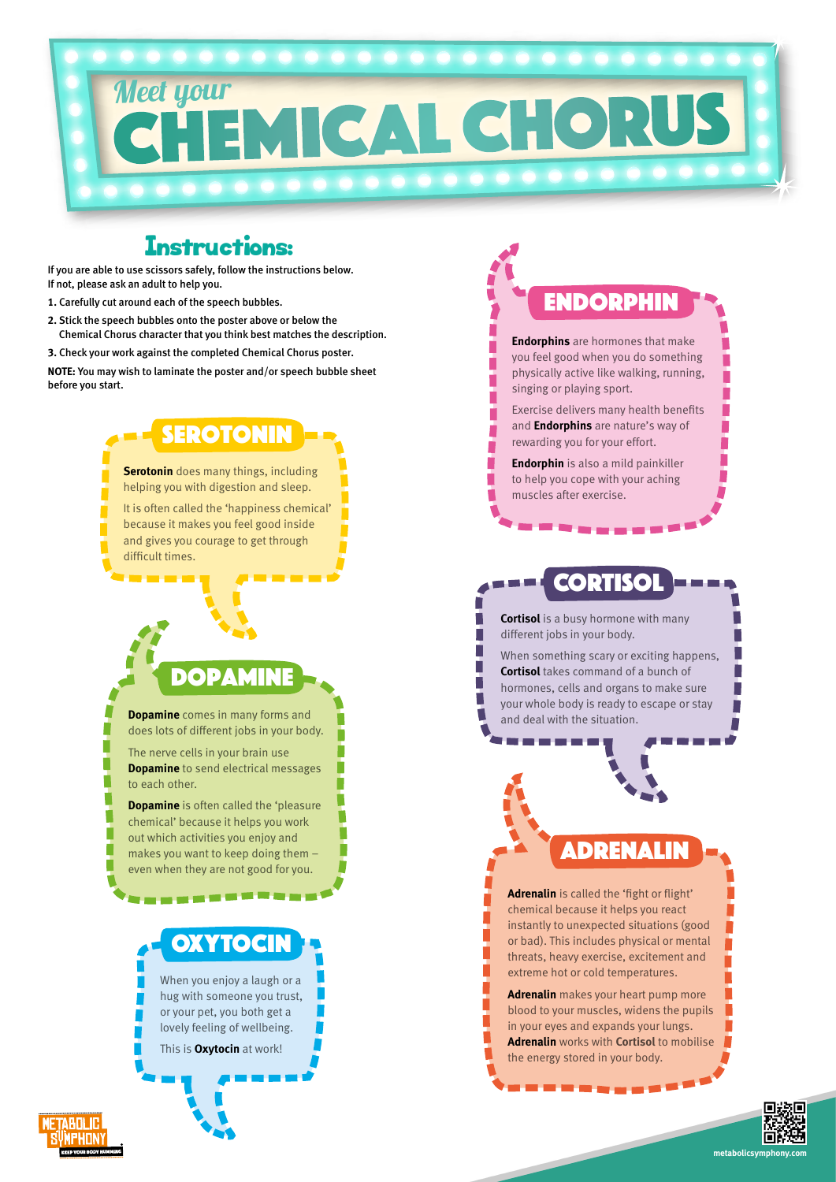# Meet your CHEMICAL CHORUS

## Instructions:

If you are able to use scissors safely, follow the instructions below.
If not, please ask an adult to help you.

1. Carefully cut around each of the speech bubbles.
2. Stick the speech bubbles onto the poster above or below the Chemical Chorus character that you think best matches the description.
3. Check your work against the completed Chemical Chorus poster.

**NOTE:** You may wish to laminate the poster and/or speech bubble sheet before you start.

### SEROTONIN

**Serotonin** does many things, including helping you with digestion and sleep.

It is often called the 'happiness chemical' because it makes you feel good inside and gives you courage to get through difficult times.

### DOPAMINE

**Dopamine** comes in many forms and does lots of different jobs in your body.

The nerve cells in your brain use **Dopamine** to send electrical messages to each other.

**Dopamine** is often called the 'pleasure chemical' because it helps you work out which activities you enjoy and makes you want to keep doing them – even when they are not good for you.

### OXYTOCIN

When you enjoy a laugh or a hug with someone you trust, or your pet, you both get a lovely feeling of wellbeing.

This is **Oxytocin** at work!

### ENDORPHIN

**Endorphins** are hormones that make you feel good when you do something physically active like walking, running, singing or playing sport.

Exercise delivers many health benefits and **Endorphins** are nature's way of rewarding you for your effort.

**Endorphin** is also a mild painkiller to help you cope with your aching muscles after exercise.

### CORTISOL

**Cortisol** is a busy hormone with many different jobs in your body.

When something scary or exciting happens, **Cortisol** takes command of a bunch of hormones, cells and organs to make sure your whole body is ready to escape or stay and deal with the situation.

### ADRENALIN

**Adrenalin** is called the 'fight or flight' chemical because it helps you react instantly to unexpected situations (good or bad). This includes physical or mental threats, heavy exercise, excitement and extreme hot or cold temperatures.

**Adrenalin** makes your heart pump more blood to your muscles, widens the pupils in your eyes and expands your lungs. **Adrenalin** works with **Cortisol** to mobilise the energy stored in your body.

METABOLIC SYMPHONY – KEEP YOUR BODY HUMMING

metabolicsymphony.com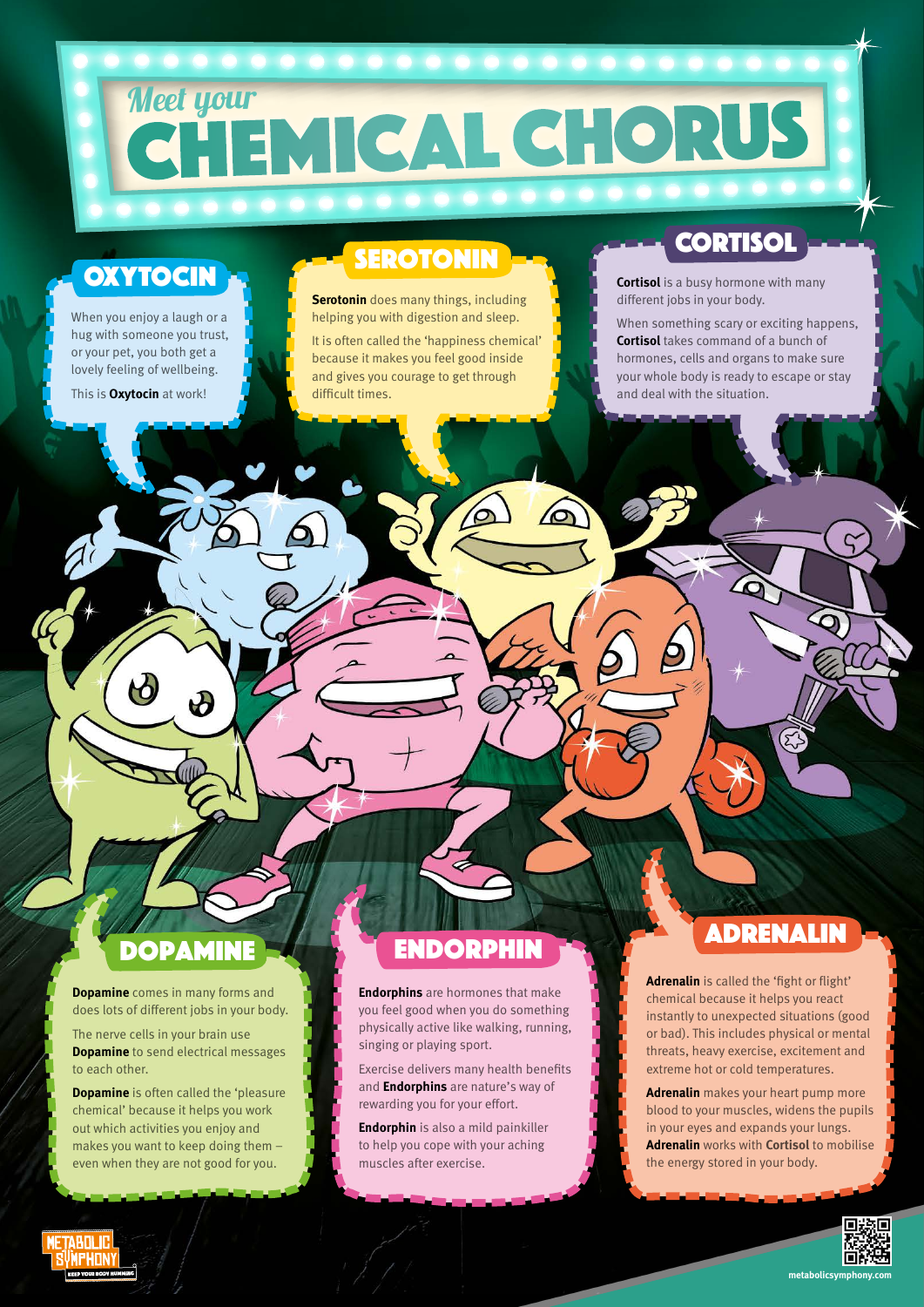*Meet your*

# CHEMICAL CHORUS

## OXYTOCIN

When you enjoy a laugh or a hug with someone you trust, or your pet, you both get a lovely feeling of wellbeing.

This is **Oxytocin** at work!

## SEROTONIN

**Serotonin** does many things, including helping you with digestion and sleep.

It is often called the 'happiness chemical' because it makes you feel good inside and gives you courage to get through difficult times.

## CORTISOL

**Cortisol** is a busy hormone with many different jobs in your body.

When something scary or exciting happens, **Cortisol** takes command of a bunch of hormones, cells and organs to make sure your whole body is ready to escape or stay and deal with the situation.

## DOPAMINE

**Dopamine** comes in many forms and does lots of different jobs in your body.

The nerve cells in your brain use **Dopamine** to send electrical messages to each other.

**Dopamine** is often called the 'pleasure chemical' because it helps you work out which activities you enjoy and makes you want to keep doing them – even when they are not good for you.

## ENDORPHIN

**Endorphins** are hormones that make you feel good when you do something physically active like walking, running, singing or playing sport.

Exercise delivers many health benefits and **Endorphins** are nature's way of rewarding you for your effort.

**Endorphin** is also a mild painkiller to help you cope with your aching muscles after exercise.

## ADRENALIN

**Adrenalin** is called the 'fight or flight' chemical because it helps you react instantly to unexpected situations (good or bad). This includes physical or mental threats, heavy exercise, excitement and extreme hot or cold temperatures.

**Adrenalin** makes your heart pump more blood to your muscles, widens the pupils in your eyes and expands your lungs. **Adrenalin** works with **Cortisol** to mobilise the energy stored in your body.

METABOLIC SYMPHONY
KEEP YOUR BODY HUMMING

metabolicsymphony.com